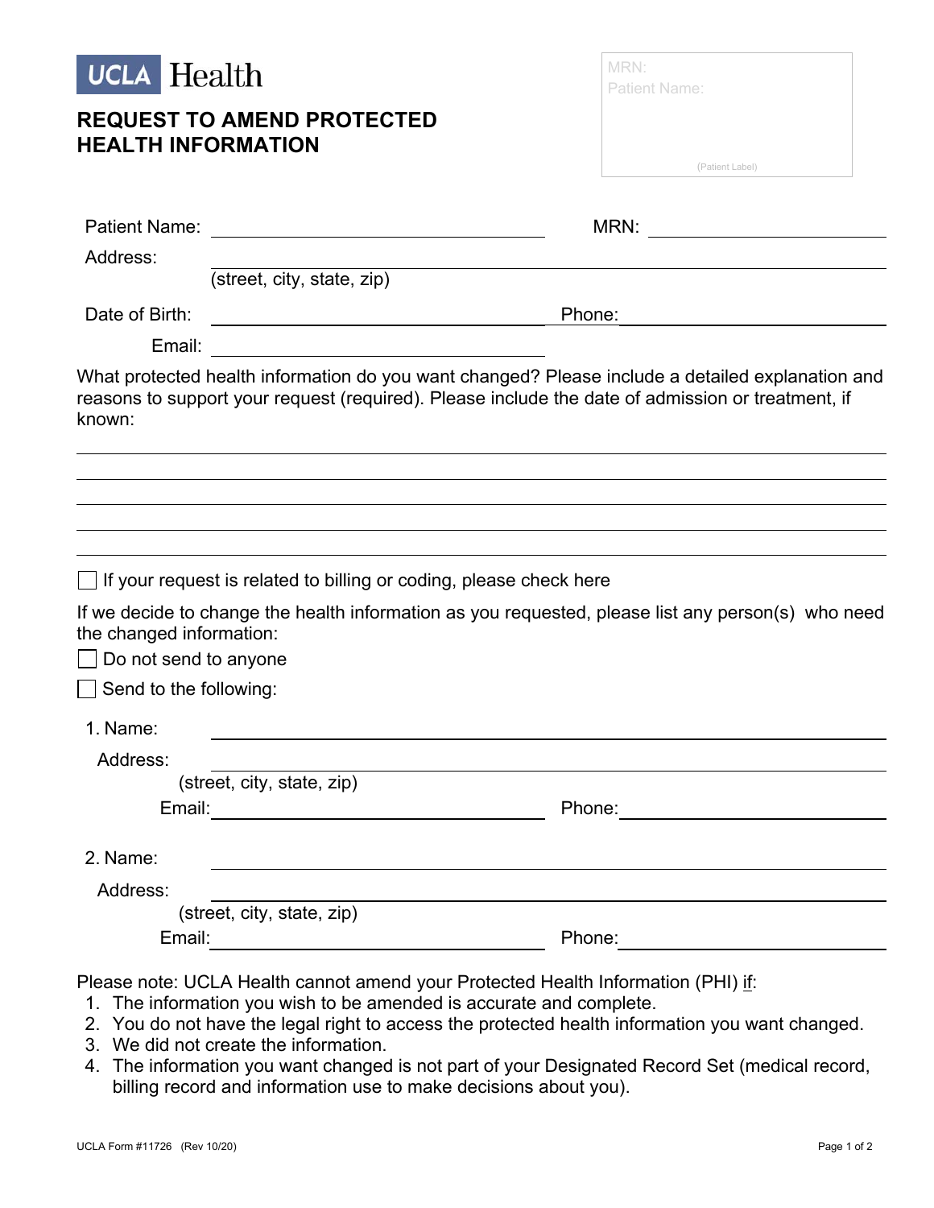UCLA Health

# REQUEST TO AMEND PROTECTED HEALTH INFORMATION

MRN:
Patient Name:

(Patient Label)

Patient Name: ____________________ MRN: ____________________

Address: ________________________________________
(street, city, state, zip)

Date of Birth: ____________________ Phone: ____________________

Email: ____________________

What protected health information do you want changed? Please include a detailed explanation and reasons to support your request (required). Please include the date of admission or treatment, if known:

________________________________________

________________________________________

________________________________________

________________________________________

________________________________________

☐ If your request is related to billing or coding, please check here

If we decide to change the health information as you requested, please list any person(s) who need the changed information:

☐ Do not send to anyone

☐ Send to the following:

1. Name: ________________________________________

   Address: ________________________________________
   (street, city, state, zip)

   Email: ____________________ Phone: ____________________

2. Name: ________________________________________

   Address: ________________________________________
   (street, city, state, zip)

   Email: ____________________ Phone: ____________________

Please note: UCLA Health cannot amend your Protected Health Information (PHI) if:

1. The information you wish to be amended is accurate and complete.
2. You do not have the legal right to access the protected health information you want changed.
3. We did not create the information.
4. The information you want changed is not part of your Designated Record Set (medical record, billing record and information use to make decisions about you).

UCLA Form #11726 (Rev 10/20)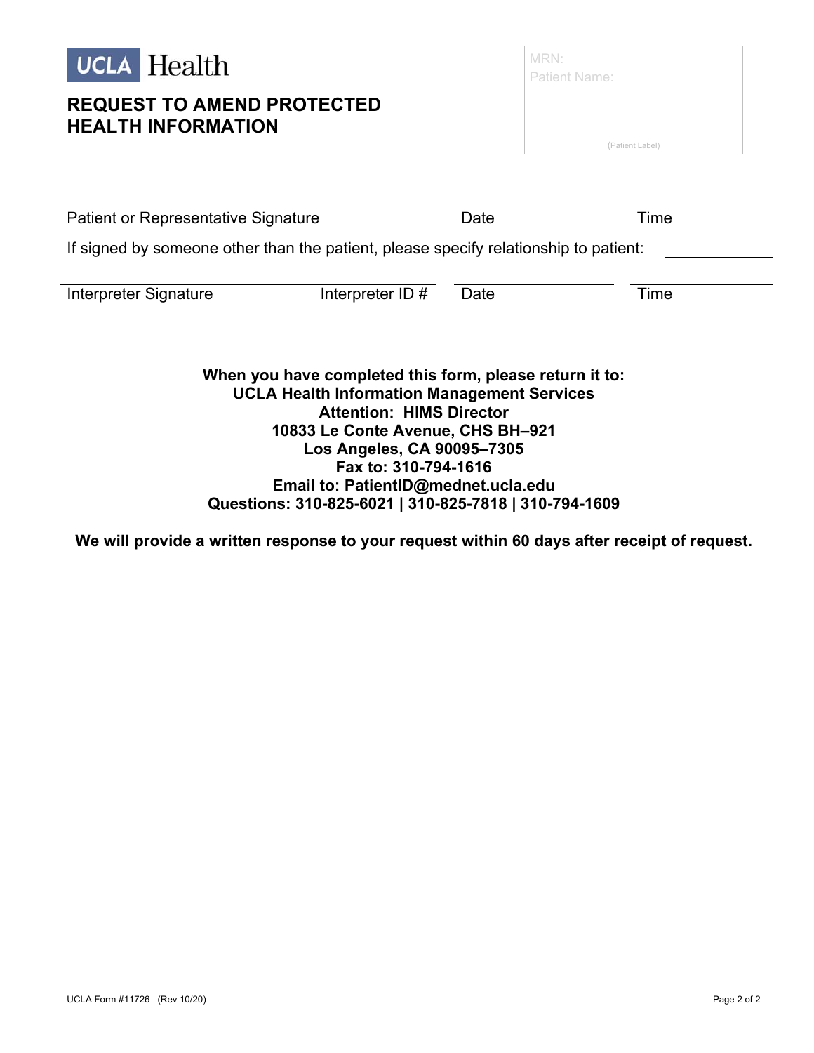UCLA Health

# REQUEST TO AMEND PROTECTED HEALTH INFORMATION

MRN:
Patient Name:

(Patient Label)

| | | |
|---|---|---|
| Patient or Representative Signature | Date | Time |

If signed by someone other than the patient, please specify relationship to patient: ____________

| | | | |
|---|---|---|---|
| Interpreter Signature | Interpreter ID # | Date | Time |

**When you have completed this form, please return it to:**
**UCLA Health Information Management Services**
**Attention: HIMS Director**
**10833 Le Conte Avenue, CHS BH–921**
**Los Angeles, CA 90095–7305**
**Fax to: 310-794-1616**
**Email to: PatientID@mednet.ucla.edu**
**Questions: 310-825-6021 | 310-825-7818 | 310-794-1609**

**We will provide a written response to your request within 60 days after receipt of request.**

UCLA Form #11726 (Rev 10/20)